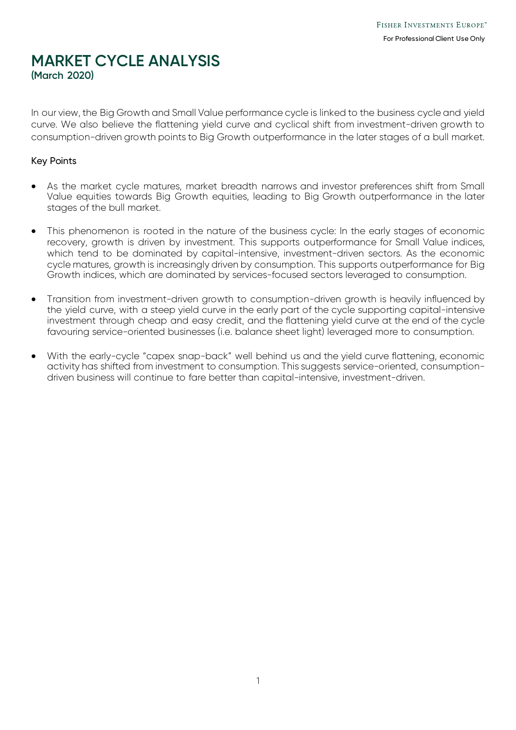# MARKET CYCLE ANALYSIS

**(March 2020)**

In our view, the Big Growth and Small Value performance cycle is linked to the business cycle and yield curve. We also believe the flattening yield curve and cyclical shift from investment-driven growth to consumption-driven growth points to Big Growth outperformance in the later stages of a bull market.

## Key Points

- As the market cycle matures, market breadth narrows and investor preferences shift from Small Value equities towards Big Growth equities, leading to Big Growth outperformance in the later stages of the bull market.
- This phenomenon is rooted in the nature of the business cycle: In the early stages of economic recovery, growth is driven by investment. This supports outperformance for Small Value indices, which tend to be dominated by capital-intensive, investment-driven sectors. As the economic cycle matures, growth is increasingly driven by consumption. This supports outperformance for Big Growth indices, which are dominated by services-focused sectors leveraged to consumption.
- Transition from investment-driven growth to consumption-driven growth is heavily influenced by the yield curve, with a steep yield curve in the early part of the cycle supporting capital-intensive investment through cheap and easy credit, and the flattening yield curve at the end of the cycle favouring service-oriented businesses (i.e. balance sheet light) leveraged more to consumption.
- With the early-cycle "capex snap-back" well behind us and the yield curve flattening, economic activity has shifted from investment to consumption. This suggests service-oriented, consumption-driven business will continue to fare better than capital-intensive, investment-driven.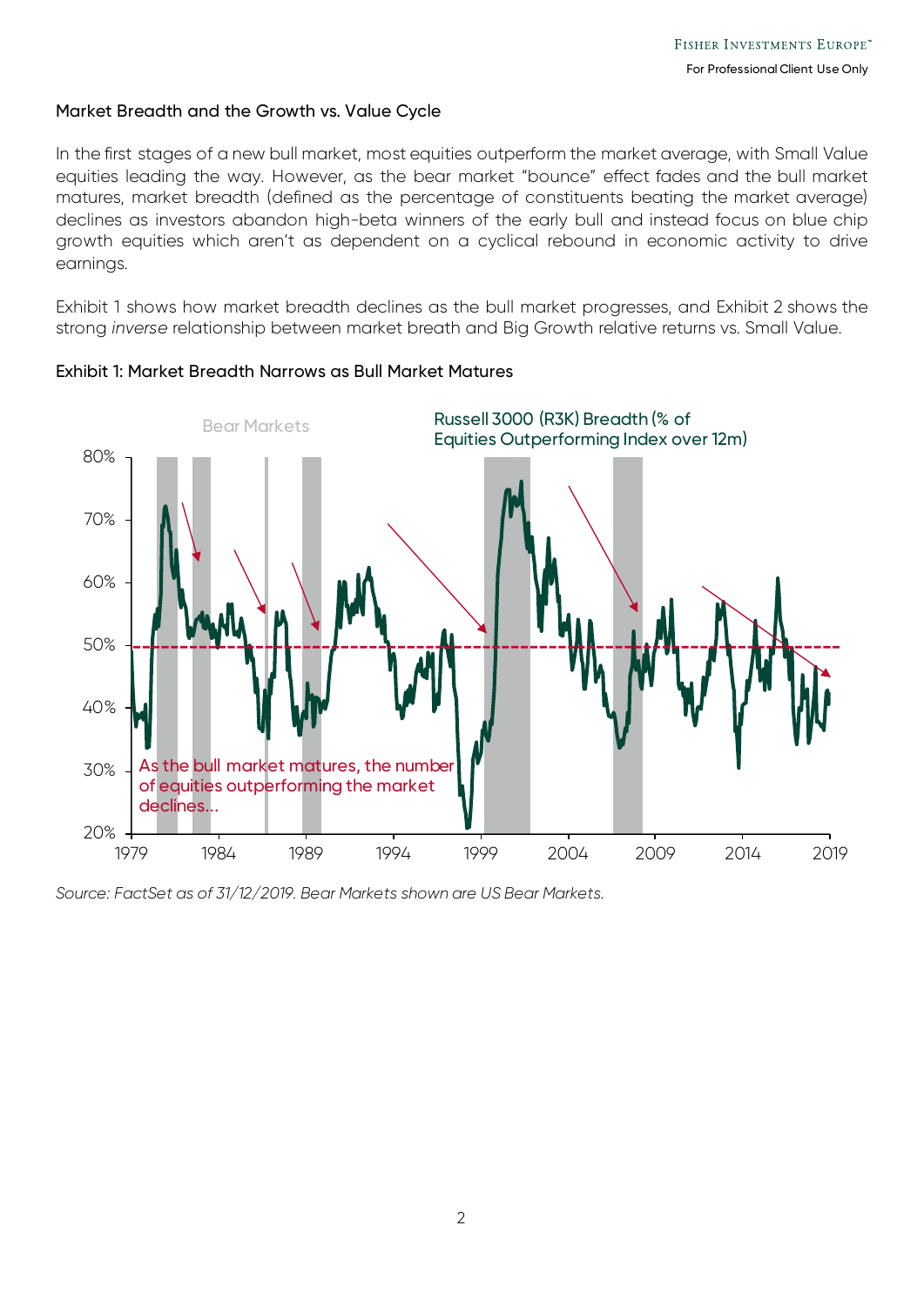### Market Breadth and the Growth vs. Value Cycle

In the first stages of a new bull market, most equities outperform the market average, with Small Value equities leading the way. However, as the bear market "bounce" effect fades and the bull market matures, market breadth (defined as the percentage of constituents beating the market average) declines as investors abandon high-beta winners of the early bull and instead focus on blue chip growth equities which aren't as dependent on a cyclical rebound in economic activity to drive earnings.

Exhibit 1 shows how market breadth declines as the bull market progresses, and Exhibit 2 shows the strong *inverse* relationship between market breath and Big Growth relative returns vs. Small Value.

### Exhibit 1: Market Breadth Narrows as Bull Market Matures

*Source: FactSet as of 31/12/2019. Bear Markets shown are US Bear Markets.*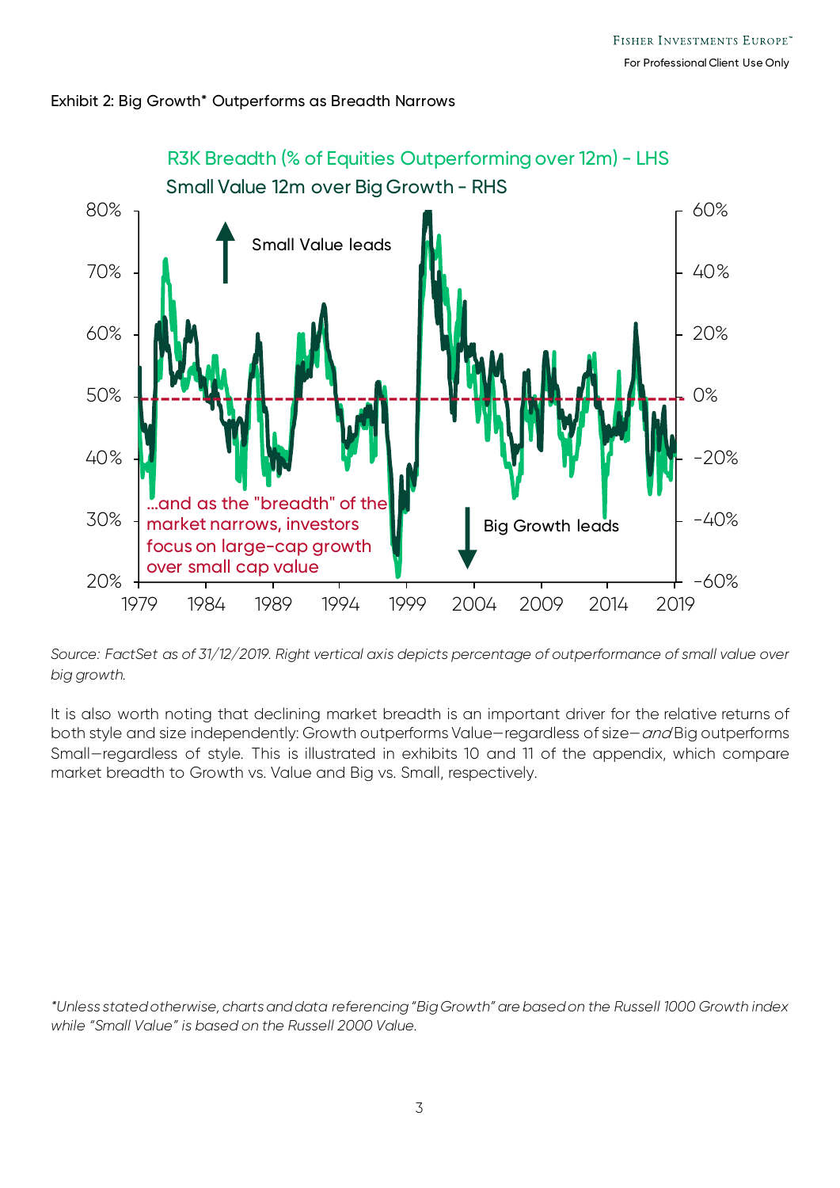Exhibit 2: Big Growth* Outperforms as Breadth Narrows

*Source: FactSet as of 31/12/2019. Right vertical axis depicts percentage of outperformance of small value over big growth.*

It is also worth noting that declining market breadth is an important driver for the relative returns of both style and size independently: Growth outperforms Value—regardless of size—*and* Big outperforms Small—regardless of style. This is illustrated in exhibits 10 and 11 of the appendix, which compare market breadth to Growth vs. Value and Big vs. Small, respectively.

*\*Unless stated otherwise, charts and data referencing "Big Growth" are based on the Russell 1000 Growth index while "Small Value" is based on the Russell 2000 Value.*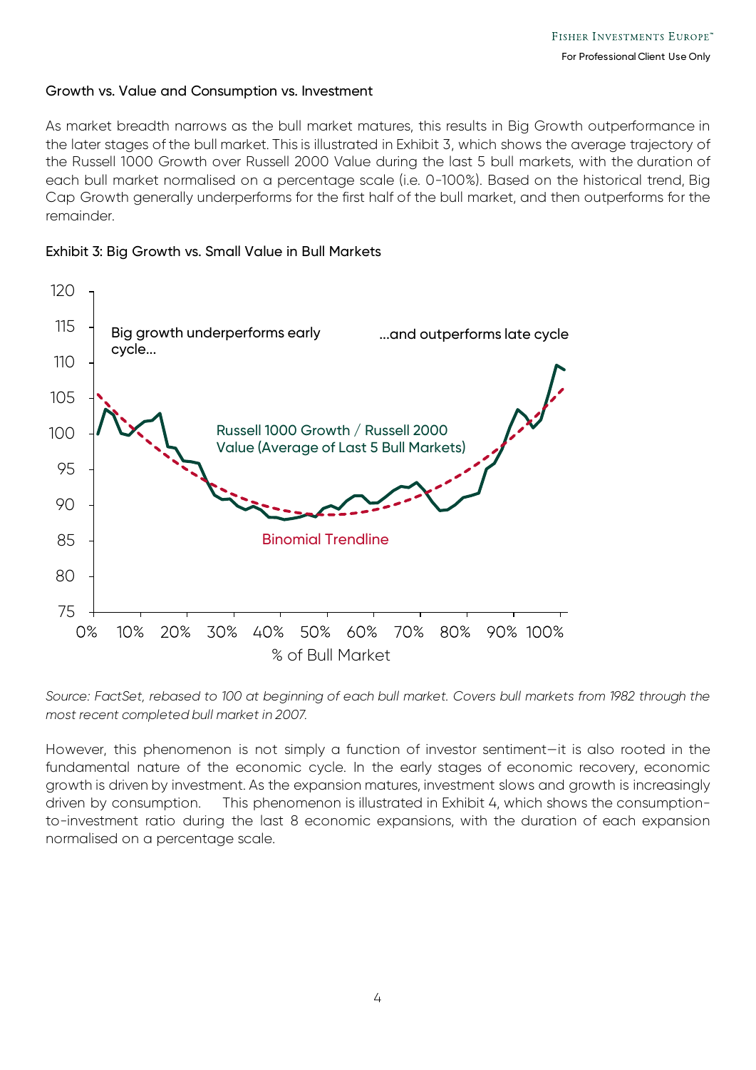### Growth vs. Value and Consumption vs. Investment

As market breadth narrows as the bull market matures, this results in Big Growth outperformance in the later stages of the bull market. This is illustrated in Exhibit 3, which shows the average trajectory of the Russell 1000 Growth over Russell 2000 Value during the last 5 bull markets, with the duration of each bull market normalised on a percentage scale (i.e. 0-100%). Based on the historical trend, Big Cap Growth generally underperforms for the first half of the bull market, and then outperforms for the remainder.

Exhibit 3: Big Growth vs. Small Value in Bull Markets

*Source: FactSet, rebased to 100 at beginning of each bull market. Covers bull markets from 1982 through the most recent completed bull market in 2007.*

However, this phenomenon is not simply a function of investor sentiment—it is also rooted in the fundamental nature of the economic cycle. In the early stages of economic recovery, economic growth is driven by investment. As the expansion matures, investment slows and growth is increasingly driven by consumption. This phenomenon is illustrated in Exhibit 4, which shows the consumption-to-investment ratio during the last 8 economic expansions, with the duration of each expansion normalised on a percentage scale.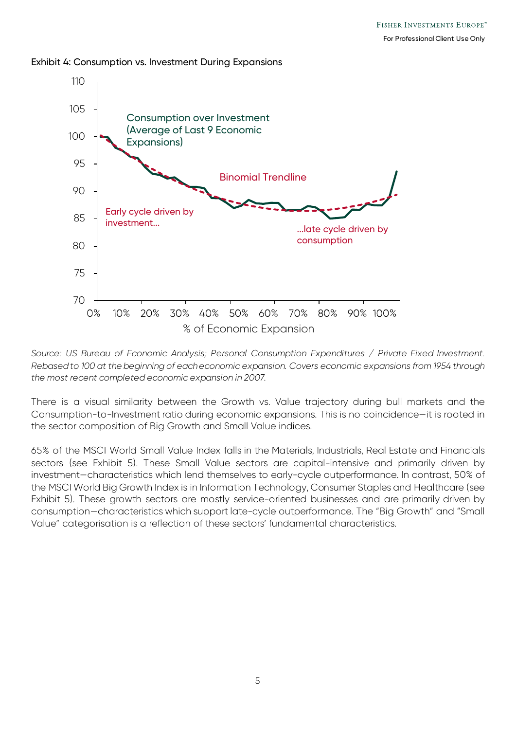Exhibit 4: Consumption vs. Investment During Expansions

*Source: US Bureau of Economic Analysis; Personal Consumption Expenditures / Private Fixed Investment. Rebased to 100 at the beginning of each economic expansion. Covers economic expansions from 1954 through the most recent completed economic expansion in 2007.*

There is a visual similarity between the Growth vs. Value trajectory during bull markets and the Consumption-to-Investment ratio during economic expansions. This is no coincidence—it is rooted in the sector composition of Big Growth and Small Value indices.

65% of the MSCI World Small Value Index falls in the Materials, Industrials, Real Estate and Financials sectors (see Exhibit 5). These Small Value sectors are capital-intensive and primarily driven by investment—characteristics which lend themselves to early-cycle outperformance. In contrast, 50% of the MSCI World Big Growth Index is in Information Technology, Consumer Staples and Healthcare (see Exhibit 5). These growth sectors are mostly service-oriented businesses and are primarily driven by consumption—characteristics which support late-cycle outperformance. The "Big Growth" and "Small Value" categorisation is a reflection of these sectors' fundamental characteristics.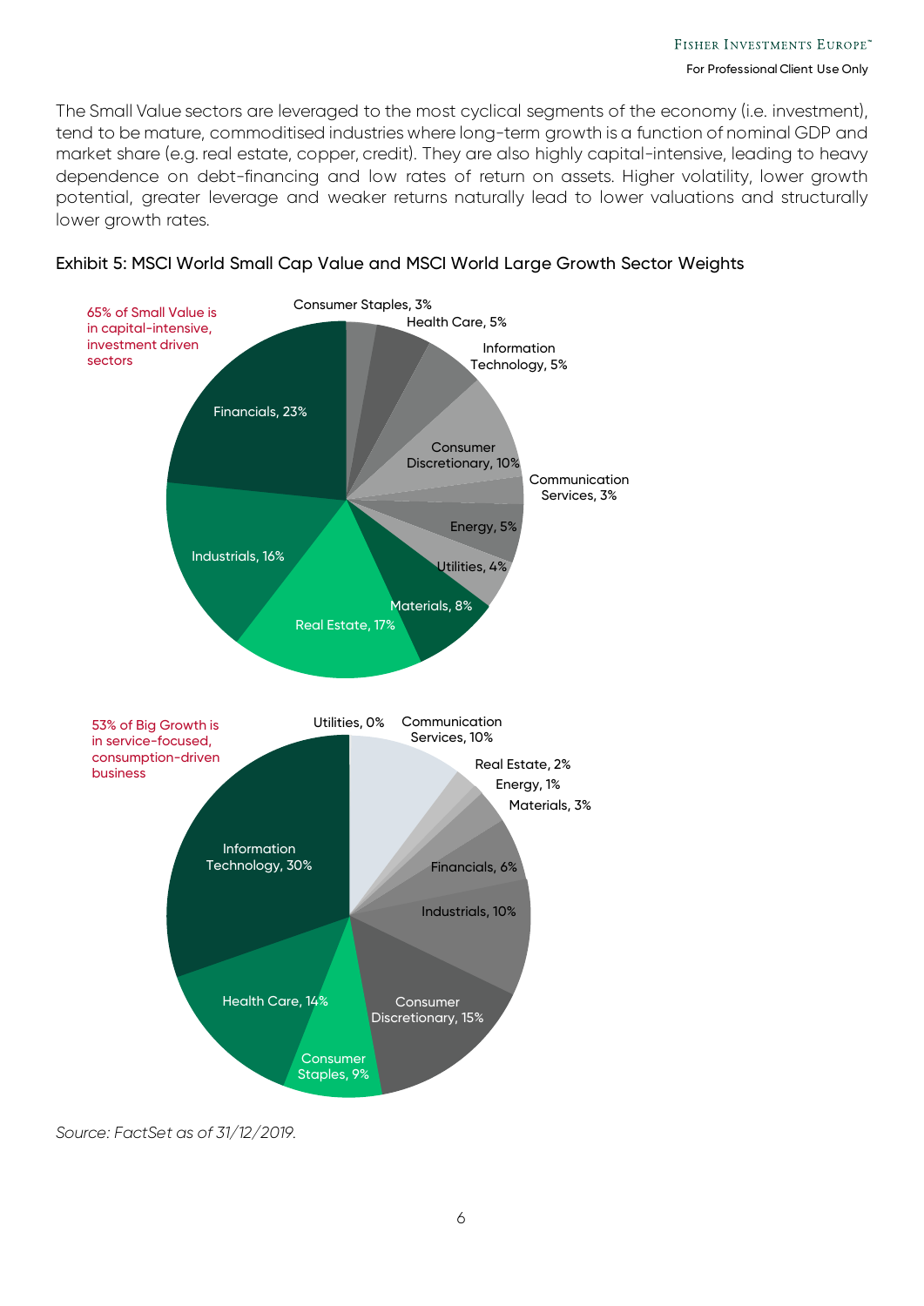The Small Value sectors are leveraged to the most cyclical segments of the economy (i.e. investment), tend to be mature, commoditised industries where long-term growth is a function of nominal GDP and market share (e.g. real estate, copper, credit). They are also highly capital-intensive, leading to heavy dependence on debt-financing and low rates of return on assets. Higher volatility, lower growth potential, greater leverage and weaker returns naturally lead to lower valuations and structurally lower growth rates.

**Exhibit 5: MSCI World Small Cap Value and MSCI World Large Growth Sector Weights**

65% of Small Value is in capital-intensive, investment driven sectors

| Sector | Weight |
| --- | --- |
| Financials | 23% |
| Industrials | 16% |
| Real Estate | 17% |
| Materials | 8% |
| Utilities | 4% |
| Energy | 5% |
| Communication Services | 3% |
| Consumer Discretionary | 10% |
| Information Technology | 5% |
| Health Care | 5% |
| Consumer Staples | 3% |

53% of Big Growth is in service-focused, consumption-driven business

| Sector | Weight |
| --- | --- |
| Information Technology | 30% |
| Health Care | 14% |
| Consumer Staples | 9% |
| Consumer Discretionary | 15% |
| Industrials | 10% |
| Financials | 6% |
| Materials | 3% |
| Energy | 1% |
| Real Estate | 2% |
| Communication Services | 10% |
| Utilities | 0% |

*Source: FactSet as of 31/12/2019.*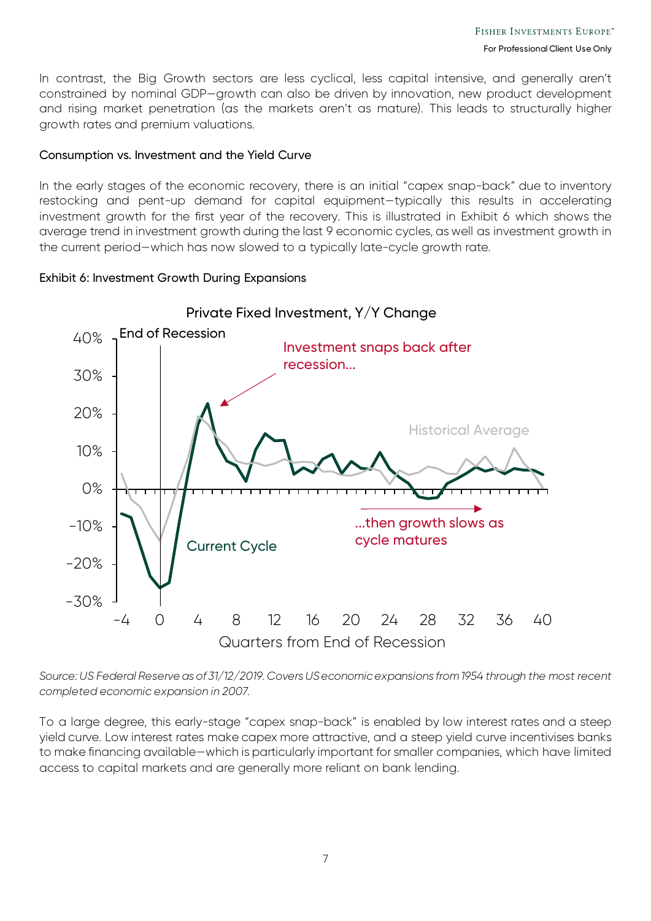In contrast, the Big Growth sectors are less cyclical, less capital intensive, and generally aren't constrained by nominal GDP—growth can also be driven by innovation, new product development and rising market penetration (as the markets aren't as mature). This leads to structurally higher growth rates and premium valuations.

### Consumption vs. Investment and the Yield Curve

In the early stages of the economic recovery, there is an initial "capex snap-back" due to inventory restocking and pent-up demand for capital equipment—typically this results in accelerating investment growth for the first year of the recovery. This is illustrated in Exhibit 6 which shows the average trend in investment growth during the last 9 economic cycles, as well as investment growth in the current period—which has now slowed to a typically late-cycle growth rate.

Exhibit 6: Investment Growth During Expansions

*Source: US Federal Reserve as of 31/12/2019. Covers US economic expansions from 1954 through the most recent completed economic expansion in 2007.*

To a large degree, this early-stage "capex snap-back" is enabled by low interest rates and a steep yield curve. Low interest rates make capex more attractive, and a steep yield curve incentivises banks to make financing available—which is particularly important for smaller companies, which have limited access to capital markets and are generally more reliant on bank lending.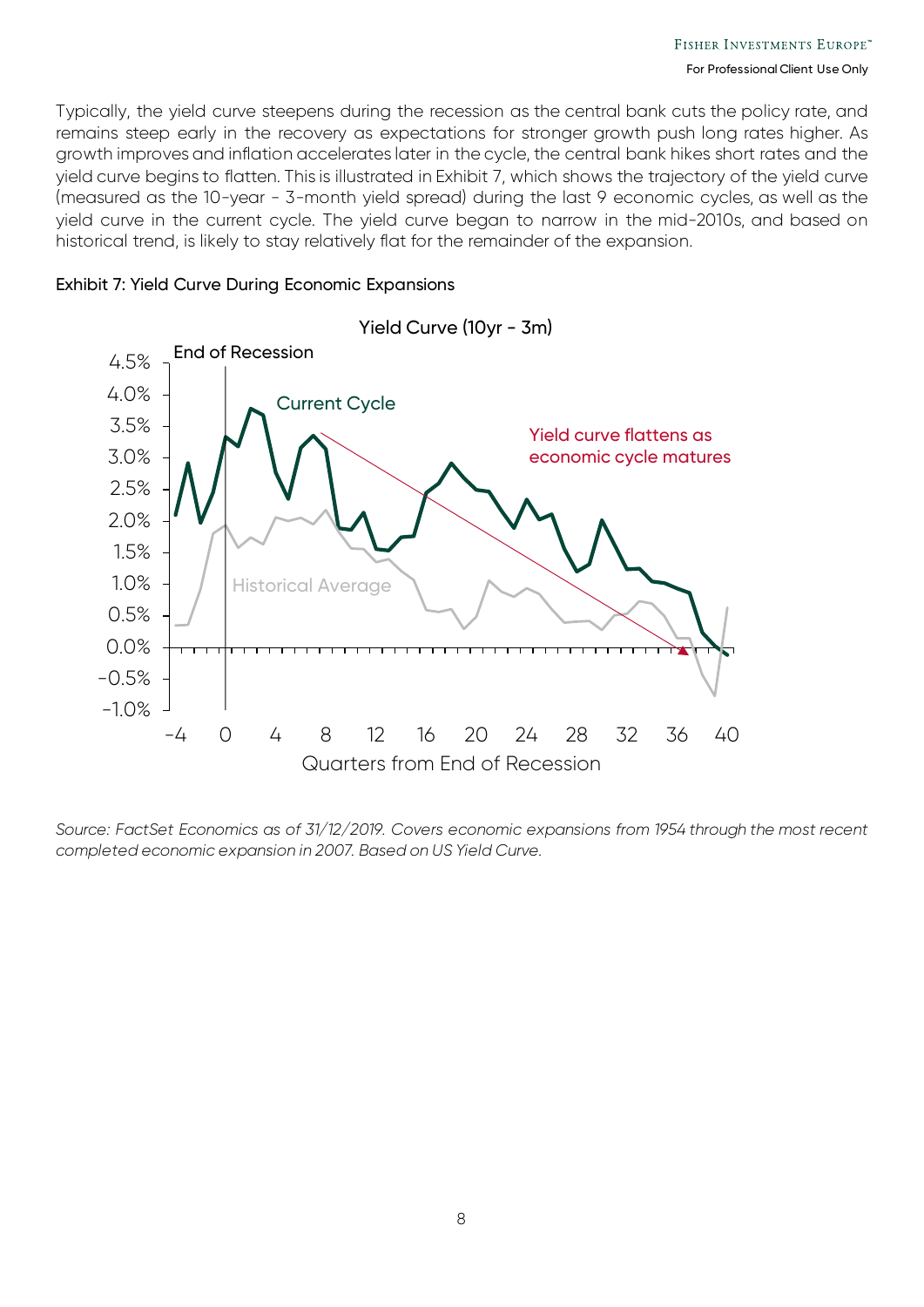Typically, the yield curve steepens during the recession as the central bank cuts the policy rate, and remains steep early in the recovery as expectations for stronger growth push long rates higher. As growth improves and inflation accelerates later in the cycle, the central bank hikes short rates and the yield curve begins to flatten. This is illustrated in Exhibit 7, which shows the trajectory of the yield curve (measured as the 10-year - 3-month yield spread) during the last 9 economic cycles, as well as the yield curve in the current cycle. The yield curve began to narrow in the mid-2010s, and based on historical trend, is likely to stay relatively flat for the remainder of the expansion.

Exhibit 7: Yield Curve During Economic Expansions

*Source: FactSet Economics as of 31/12/2019. Covers economic expansions from 1954 through the most recent completed economic expansion in 2007. Based on US Yield Curve.*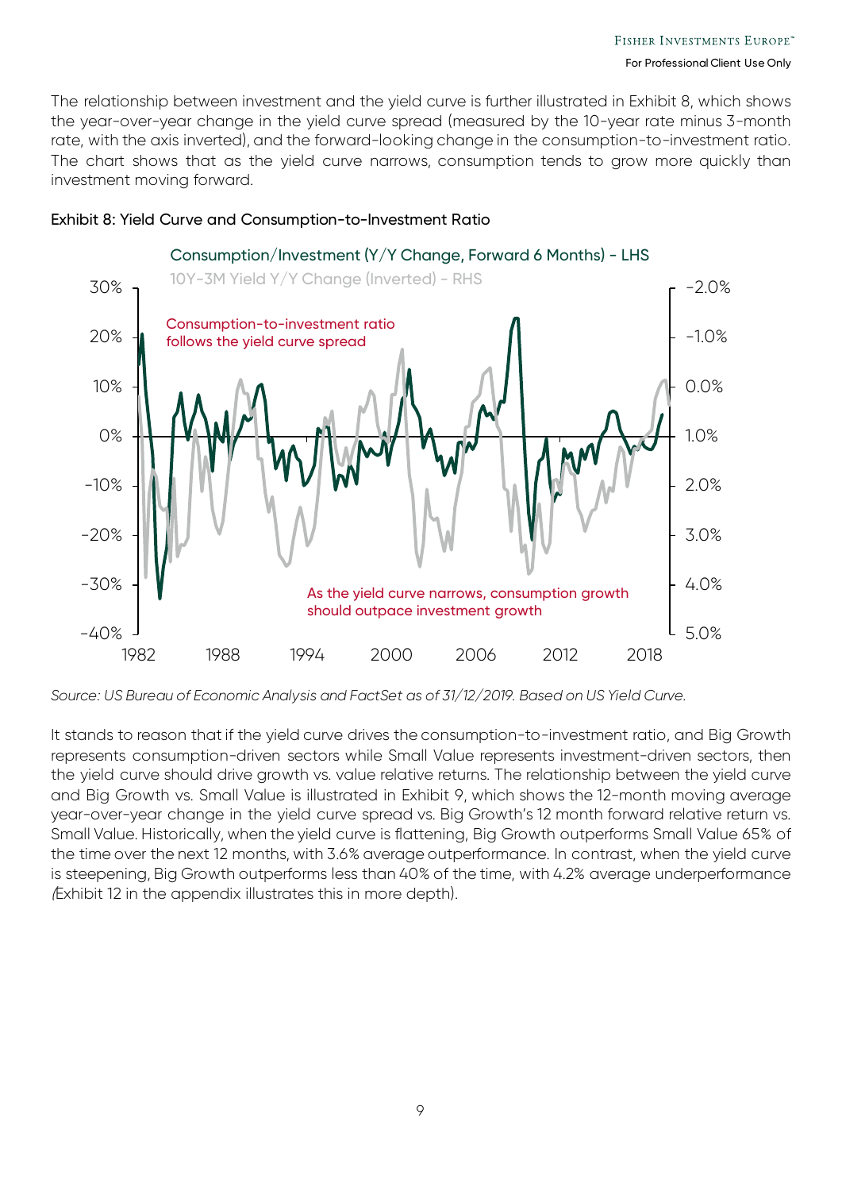The relationship between investment and the yield curve is further illustrated in Exhibit 8, which shows the year-over-year change in the yield curve spread (measured by the 10-year rate minus 3-month rate, with the axis inverted), and the forward-looking change in the consumption-to-investment ratio. The chart shows that as the yield curve narrows, consumption tends to grow more quickly than investment moving forward.

Exhibit 8: Yield Curve and Consumption-to-Investment Ratio

*Source: US Bureau of Economic Analysis and FactSet as of 31/12/2019. Based on US Yield Curve.*

It stands to reason that if the yield curve drives the consumption-to-investment ratio, and Big Growth represents consumption-driven sectors while Small Value represents investment-driven sectors, then the yield curve should drive growth vs. value relative returns. The relationship between the yield curve and Big Growth vs. Small Value is illustrated in Exhibit 9, which shows the 12-month moving average year-over-year change in the yield curve spread vs. Big Growth's 12 month forward relative return vs. Small Value. Historically, when the yield curve is flattening, Big Growth outperforms Small Value 65% of the time over the next 12 months, with 3.6% average outperformance. In contrast, when the yield curve is steepening, Big Growth outperforms less than 40% of the time, with 4.2% average underperformance (Exhibit 12 in the appendix illustrates this in more depth).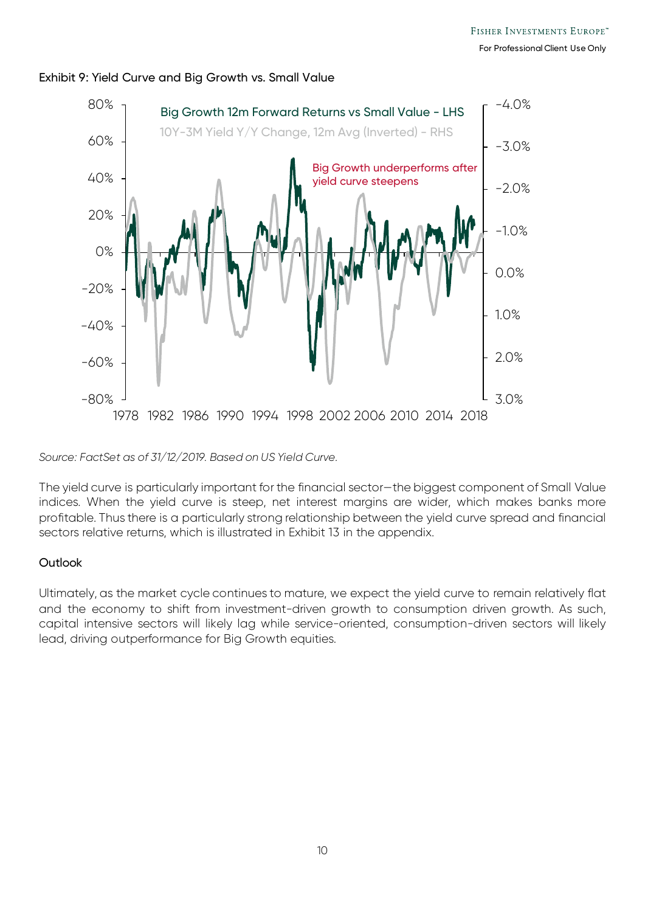Exhibit 9: Yield Curve and Big Growth vs. Small Value

*Source: FactSet as of 31/12/2019. Based on US Yield Curve.*

The yield curve is particularly important for the financial sector—the biggest component of Small Value indices. When the yield curve is steep, net interest margins are wider, which makes banks more profitable. Thus there is a particularly strong relationship between the yield curve spread and financial sectors relative returns, which is illustrated in Exhibit 13 in the appendix.

### Outlook

Ultimately, as the market cycle continues to mature, we expect the yield curve to remain relatively flat and the economy to shift from investment-driven growth to consumption driven growth. As such, capital intensive sectors will likely lag while service-oriented, consumption-driven sectors will likely lead, driving outperformance for Big Growth equities.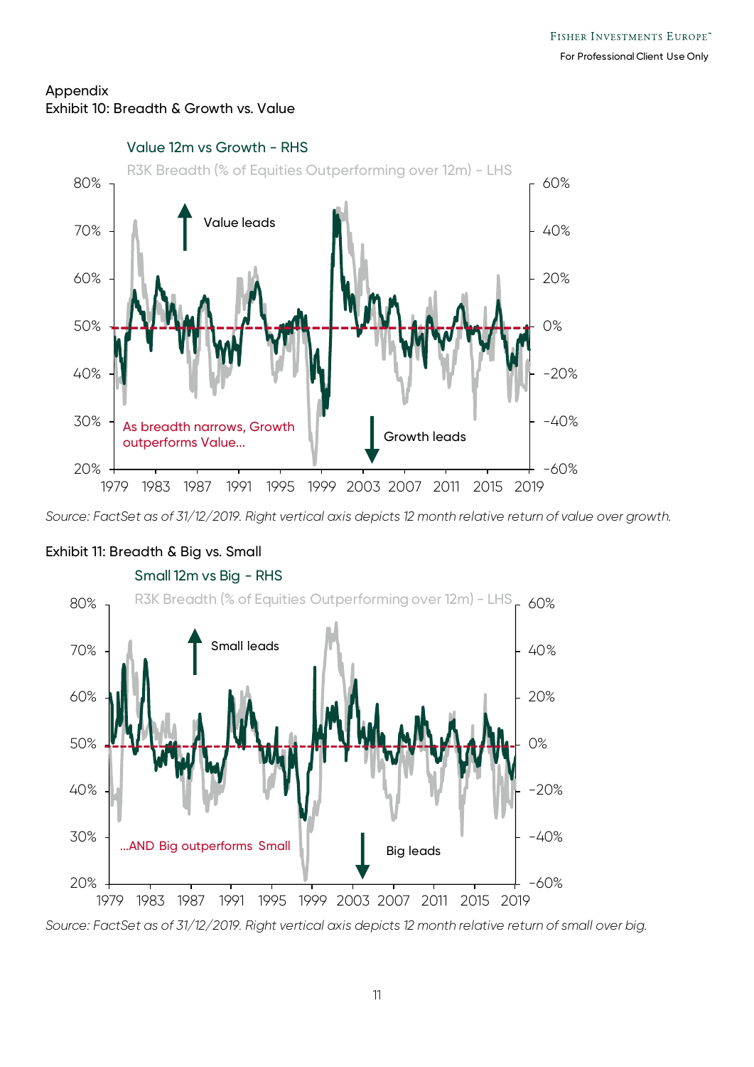Appendix

Exhibit 10: Breadth & Growth vs. Value

Value 12m vs Growth - RHS

R3K Breadth (% of Equities Outperforming over 12m) - LHS

Value leads

Growth leads

As breadth narrows, Growth outperforms Value...

*Source: FactSet as of 31/12/2019. Right vertical axis depicts 12 month relative return of value over growth.*

Exhibit 11: Breadth & Big vs. Small

Small 12m vs Big - RHS

R3K Breadth (% of Equities Outperforming over 12m) - LHS

Small leads

Big leads

...AND Big outperforms Small

*Source: FactSet as of 31/12/2019. Right vertical axis depicts 12 month relative return of small over big.*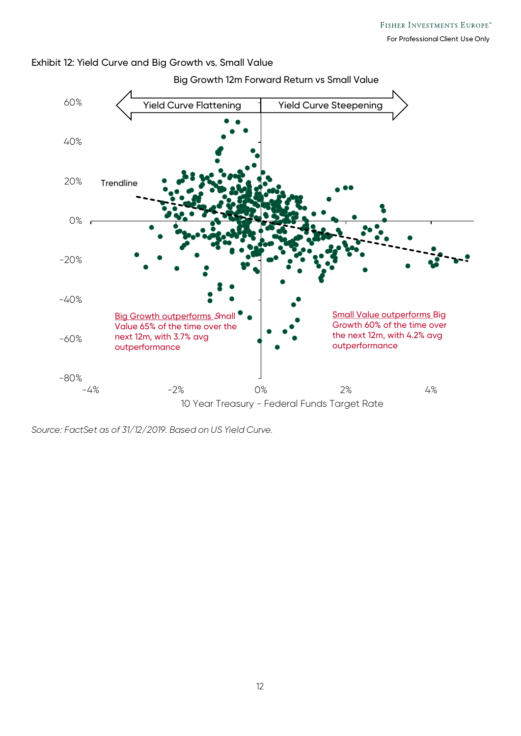Exhibit 12: Yield Curve and Big Growth vs. Small Value

Big Growth 12m Forward Return vs Small Value

Yield Curve Flattening | Yield Curve Steepening

Trendline

Big Growth outperforms Small Value 65% of the time over the next 12m, with 3.7% avg outperformance

Small Value outperforms Big Growth 60% of the time over the next 12m, with 4.2% avg outperformance

10 Year Treasury - Federal Funds Target Rate

*Source: FactSet as of 31/12/2019. Based on US Yield Curve.*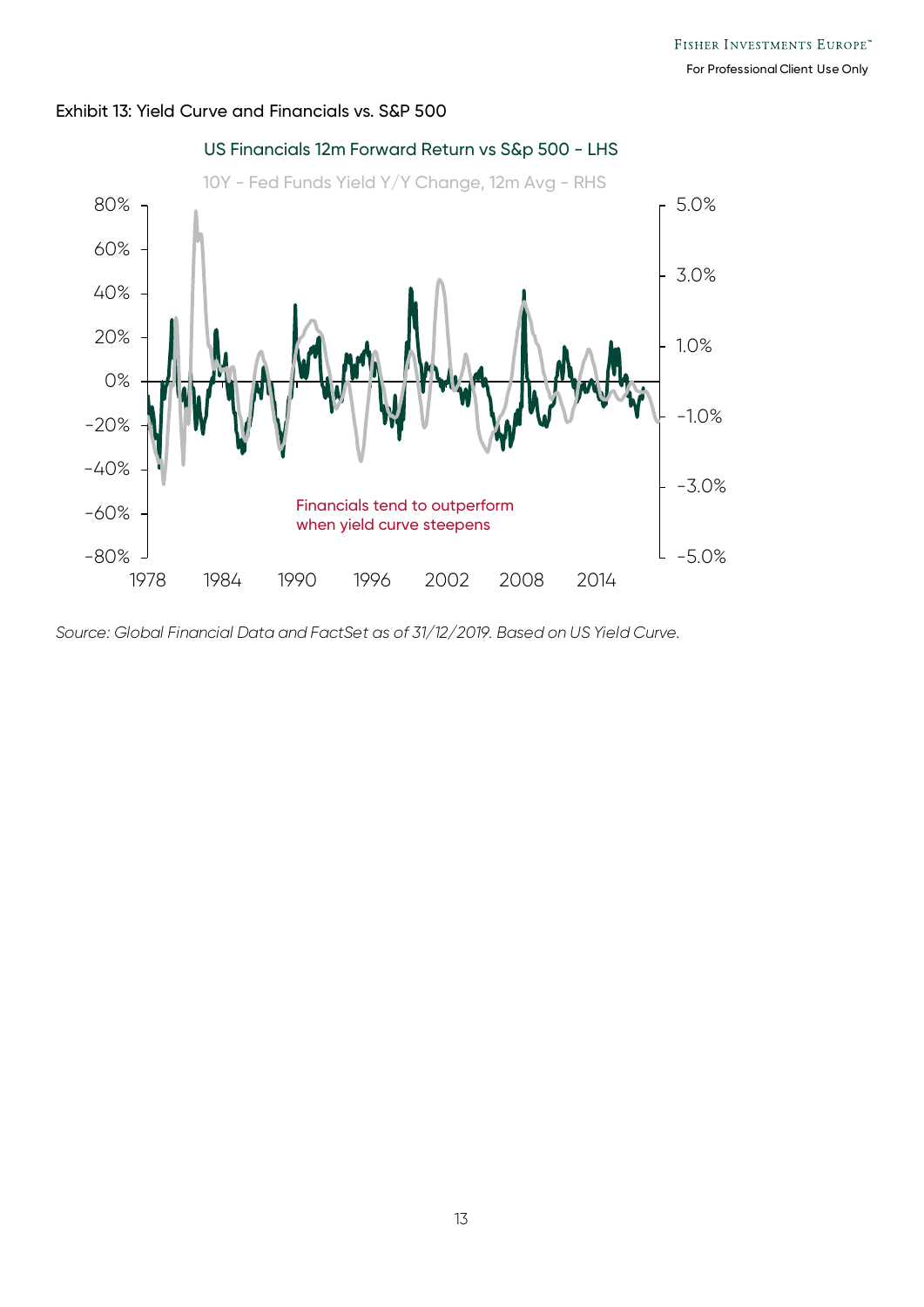Exhibit 13: Yield Curve and Financials vs. S&P 500

US Financials 12m Forward Return vs S&p 500 - LHS

10Y - Fed Funds Yield Y/Y Change, 12m Avg - RHS

Financials tend to outperform when yield curve steepens

*Source: Global Financial Data and FactSet as of 31/12/2019. Based on US Yield Curve.*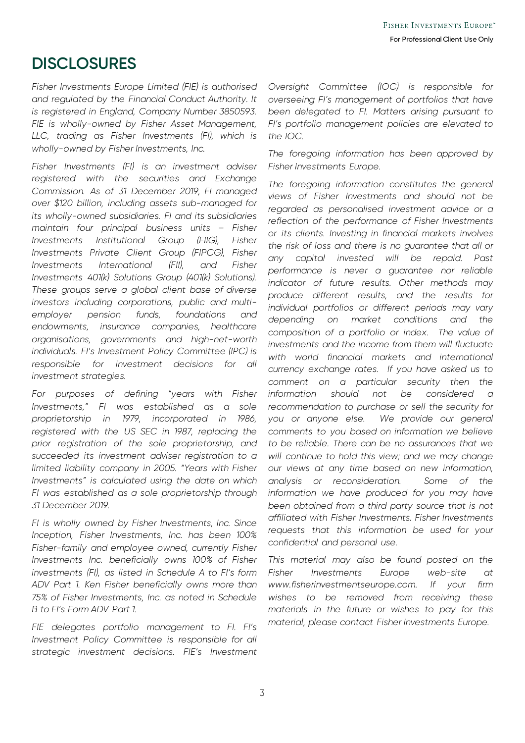# DISCLOSURES

*Fisher Investments Europe Limited (FIE) is authorised and regulated by the Financial Conduct Authority. It is registered in England, Company Number 3850593. FIE is wholly-owned by Fisher Asset Management, LLC, trading as Fisher Investments (FI), which is wholly-owned by Fisher Investments, Inc.*

*Fisher Investments (FI) is an investment adviser registered with the securities and Exchange Commission. As of 31 December 2019, FI managed over \$120 billion, including assets sub-managed for its wholly-owned subsidiaries. FI and its subsidiaries maintain four principal business units – Fisher Investments Institutional Group (FIIG), Fisher Investments Private Client Group (FIPCG), Fisher Investments International (FII), and Fisher Investments 401(k) Solutions Group (401(k) Solutions). These groups serve a global client base of diverse investors including corporations, public and multi-employer pension funds, foundations and endowments, insurance companies, healthcare organisations, governments and high-net-worth individuals. FI's Investment Policy Committee (IPC) is responsible for investment decisions for all investment strategies.*

*For purposes of defining "years with Fisher Investments," FI was established as a sole proprietorship in 1979, incorporated in 1986, registered with the US SEC in 1987, replacing the prior registration of the sole proprietorship, and succeeded its investment adviser registration to a limited liability company in 2005. "Years with Fisher Investments" is calculated using the date on which FI was established as a sole proprietorship through 31 December 2019.*

*FI is wholly owned by Fisher Investments, Inc. Since Inception, Fisher Investments, Inc. has been 100% Fisher-family and employee owned, currently Fisher Investments Inc. beneficially owns 100% of Fisher investments (FI), as listed in Schedule A to FI's form ADV Part 1. Ken Fisher beneficially owns more than 75% of Fisher Investments, Inc. as noted in Schedule B to FI's Form ADV Part 1.*

*FIE delegates portfolio management to FI. FI's Investment Policy Committee is responsible for all strategic investment decisions. FIE's Investment Oversight Committee (IOC) is responsible for overseeing FI's management of portfolios that have been delegated to FI. Matters arising pursuant to FI's portfolio management policies are elevated to the IOC.*

*The foregoing information has been approved by Fisher Investments Europe.*

*The foregoing information constitutes the general views of Fisher Investments and should not be regarded as personalised investment advice or a reflection of the performance of Fisher Investments or its clients. Investing in financial markets involves the risk of loss and there is no guarantee that all or any capital invested will be repaid. Past performance is never a guarantee nor reliable indicator of future results. Other methods may produce different results, and the results for individual portfolios or different periods may vary depending on market conditions and the composition of a portfolio or index. The value of investments and the income from them will fluctuate with world financial markets and international currency exchange rates. If you have asked us to comment on a particular security then the information should not be considered a recommendation to purchase or sell the security for you or anyone else. We provide our general comments to you based on information we believe to be reliable. There can be no assurances that we will continue to hold this view; and we may change our views at any time based on new information, analysis or reconsideration. Some of the information we have produced for you may have been obtained from a third party source that is not affiliated with Fisher Investments. Fisher Investments requests that this information be used for your confidential and personal use.*

*This material may also be found posted on the Fisher Investments Europe web-site at www.fisherinvestmentseurope.com. If your firm wishes to be removed from receiving these materials in the future or wishes to pay for this material, please contact Fisher Investments Europe.*